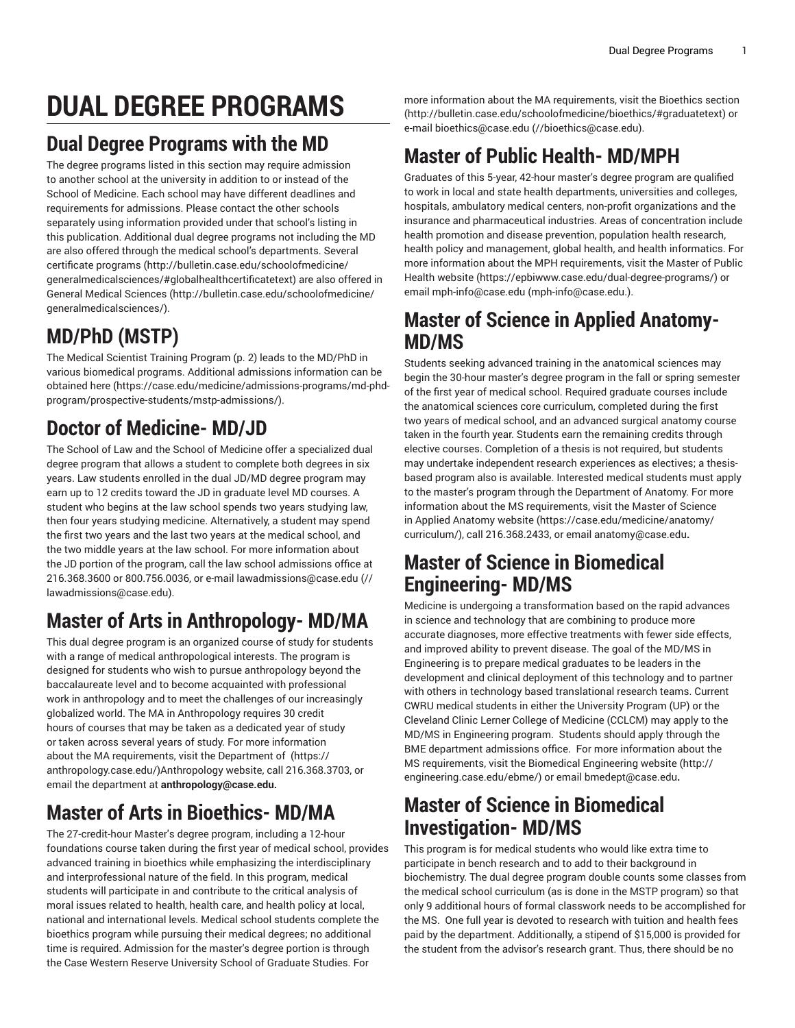# DUAL DEGREE PROGRAMS

## Dual Degree Programs with the MD

The degree programs listed in this section may require admission to another school at the university in addition to or instead of the School of Medicine. Each school may have different deadlines and requirements for admissions. Please contact the other schools separately using information provided under that school's listing in this publication. Additional dual degree programs not including the MD are also offered through the medical school's departments. Several certificate programs (http://bulletin.case.edu/schoolofmedicine/generalmedicalsciences/#globalhealthcertificatetext) are also offered in General Medical Sciences (http://bulletin.case.edu/schoolofmedicine/generalmedicalsciences/).

## MD/PhD (MSTP)

The Medical Scientist Training Program (p. 2) leads to the MD/PhD in various biomedical programs. Additional admissions information can be obtained here (https://case.edu/medicine/admissions-programs/md-phd-program/prospective-students/mstp-admissions/).

## Doctor of Medicine- MD/JD

The School of Law and the School of Medicine offer a specialized dual degree program that allows a student to complete both degrees in six years. Law students enrolled in the dual JD/MD degree program may earn up to 12 credits toward the JD in graduate level MD courses. A student who begins at the law school spends two years studying law, then four years studying medicine. Alternatively, a student may spend the first two years and the last two years at the medical school, and the two middle years at the law school. For more information about the JD portion of the program, call the law school admissions office at 216.368.3600 or 800.756.0036, or e-mail lawadmissions@case.edu (//lawadmissions@case.edu).

## Master of Arts in Anthropology- MD/MA

This dual degree program is an organized course of study for students with a range of medical anthropological interests. The program is designed for students who wish to pursue anthropology beyond the baccalaureate level and to become acquainted with professional work in anthropology and to meet the challenges of our increasingly globalized world. The MA in Anthropology requires 30 credit hours of courses that may be taken as a dedicated year of study or taken across several years of study. For more information about the MA requirements, visit the Department of (https://anthropology.case.edu/)Anthropology website, call 216.368.3703, or email the department at **anthropology@case.edu.**

## Master of Arts in Bioethics- MD/MA

The 27-credit-hour Master's degree program, including a 12-hour foundations course taken during the first year of medical school, provides advanced training in bioethics while emphasizing the interdisciplinary and interprofessional nature of the field. In this program, medical students will participate in and contribute to the critical analysis of moral issues related to health, health care, and health policy at local, national and international levels. Medical school students complete the bioethics program while pursuing their medical degrees; no additional time is required. Admission for the master's degree portion is through the Case Western Reserve University School of Graduate Studies. For more information about the MA requirements, visit the Bioethics section (http://bulletin.case.edu/schoolofmedicine/bioethics/#graduatetext) or e-mail bioethics@case.edu (//bioethics@case.edu).

## Master of Public Health- MD/MPH

Graduates of this 5-year, 42-hour master's degree program are qualified to work in local and state health departments, universities and colleges, hospitals, ambulatory medical centers, non-profit organizations and the insurance and pharmaceutical industries. Areas of concentration include health promotion and disease prevention, population health research, health policy and management, global health, and health informatics. For more information about the MPH requirements, visit the Master of Public Health website (https://epbiwww.case.edu/dual-degree-programs/) or email mph-info@case.edu (mph-info@case.edu.).

## Master of Science in Applied Anatomy- MD/MS

Students seeking advanced training in the anatomical sciences may begin the 30-hour master's degree program in the fall or spring semester of the first year of medical school. Required graduate courses include the anatomical sciences core curriculum, completed during the first two years of medical school, and an advanced surgical anatomy course taken in the fourth year. Students earn the remaining credits through elective courses. Completion of a thesis is not required, but students may undertake independent research experiences as electives; a thesis-based program also is available. Interested medical students must apply to the master's program through the Department of Anatomy. For more information about the MS requirements, visit the Master of Science in Applied Anatomy website (https://case.edu/medicine/anatomy/curriculum/), call 216.368.2433, or email anatomy@case.edu**.**

## Master of Science in Biomedical Engineering- MD/MS

Medicine is undergoing a transformation based on the rapid advances in science and technology that are combining to produce more accurate diagnoses, more effective treatments with fewer side effects, and improved ability to prevent disease. The goal of the MD/MS in Engineering is to prepare medical graduates to be leaders in the development and clinical deployment of this technology and to partner with others in technology based translational research teams. Current CWRU medical students in either the University Program (UP) or the Cleveland Clinic Lerner College of Medicine (CCLCM) may apply to the MD/MS in Engineering program. Students should apply through the BME department admissions office. For more information about the MS requirements, visit the Biomedical Engineering website (http://engineering.case.edu/ebme/) or email bmedept@case.edu**.**

## Master of Science in Biomedical Investigation- MD/MS

This program is for medical students who would like extra time to participate in bench research and to add to their background in biochemistry. The dual degree program double counts some classes from the medical school curriculum (as is done in the MSTP program) so that only 9 additional hours of formal classwork needs to be accomplished for the MS. One full year is devoted to research with tuition and health fees paid by the department. Additionally, a stipend of $15,000 is provided for the student from the advisor's research grant. Thus, there should be no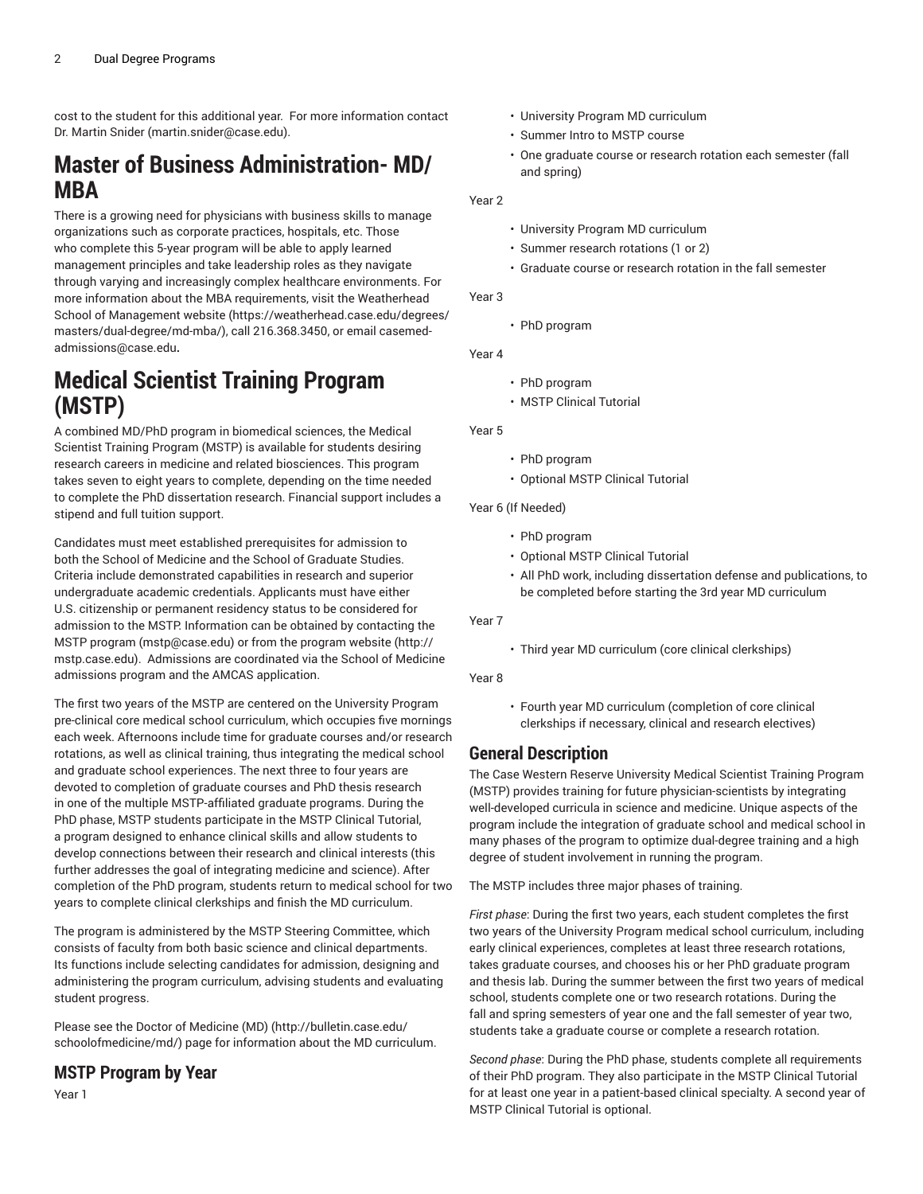cost to the student for this additional year. For more information contact Dr. Martin Snider (martin.snider@case.edu).

# Master of Business Administration- MD/MBA

There is a growing need for physicians with business skills to manage organizations such as corporate practices, hospitals, etc. Those who complete this 5-year program will be able to apply learned management principles and take leadership roles as they navigate through varying and increasingly complex healthcare environments. For more information about the MBA requirements, visit the Weatherhead School of Management website (https://weatherhead.case.edu/degrees/masters/dual-degree/md-mba/), call 216.368.3450, or email casemed-admissions@case.edu.

# Medical Scientist Training Program (MSTP)

A combined MD/PhD program in biomedical sciences, the Medical Scientist Training Program (MSTP) is available for students desiring research careers in medicine and related biosciences. This program takes seven to eight years to complete, depending on the time needed to complete the PhD dissertation research. Financial support includes a stipend and full tuition support.

Candidates must meet established prerequisites for admission to both the School of Medicine and the School of Graduate Studies. Criteria include demonstrated capabilities in research and superior undergraduate academic credentials. Applicants must have either U.S. citizenship or permanent residency status to be considered for admission to the MSTP. Information can be obtained by contacting the MSTP program (mstp@case.edu) or from the program website (http://mstp.case.edu). Admissions are coordinated via the School of Medicine admissions program and the AMCAS application.

The first two years of the MSTP are centered on the University Program pre-clinical core medical school curriculum, which occupies five mornings each week. Afternoons include time for graduate courses and/or research rotations, as well as clinical training, thus integrating the medical school and graduate school experiences. The next three to four years are devoted to completion of graduate courses and PhD thesis research in one of the multiple MSTP-affiliated graduate programs. During the PhD phase, MSTP students participate in the MSTP Clinical Tutorial, a program designed to enhance clinical skills and allow students to develop connections between their research and clinical interests (this further addresses the goal of integrating medicine and science). After completion of the PhD program, students return to medical school for two years to complete clinical clerkships and finish the MD curriculum.

The program is administered by the MSTP Steering Committee, which consists of faculty from both basic science and clinical departments. Its functions include selecting candidates for admission, designing and administering the program curriculum, advising students and evaluating student progress.

Please see the Doctor of Medicine (MD) (http://bulletin.case.edu/schoolofmedicine/md/) page for information about the MD curriculum.

## MSTP Program by Year

Year 1

- University Program MD curriculum
- Summer Intro to MSTP course
- One graduate course or research rotation each semester (fall and spring)

Year 2

- University Program MD curriculum
- Summer research rotations (1 or 2)
- Graduate course or research rotation in the fall semester

Year 3

- PhD program

Year 4

- PhD program
- MSTP Clinical Tutorial

Year 5

- PhD program
- Optional MSTP Clinical Tutorial

Year 6 (If Needed)

- PhD program
- Optional MSTP Clinical Tutorial
- All PhD work, including dissertation defense and publications, to be completed before starting the 3rd year MD curriculum

Year 7

- Third year MD curriculum (core clinical clerkships)

Year 8

- Fourth year MD curriculum (completion of core clinical clerkships if necessary, clinical and research electives)

## General Description

The Case Western Reserve University Medical Scientist Training Program (MSTP) provides training for future physician-scientists by integrating well-developed curricula in science and medicine. Unique aspects of the program include the integration of graduate school and medical school in many phases of the program to optimize dual-degree training and a high degree of student involvement in running the program.

The MSTP includes three major phases of training.

*First phase*: During the first two years, each student completes the first two years of the University Program medical school curriculum, including early clinical experiences, completes at least three research rotations, takes graduate courses, and chooses his or her PhD graduate program and thesis lab. During the summer between the first two years of medical school, students complete one or two research rotations. During the fall and spring semesters of year one and the fall semester of year two, students take a graduate course or complete a research rotation.

*Second phase*: During the PhD phase, students complete all requirements of their PhD program. They also participate in the MSTP Clinical Tutorial for at least one year in a patient-based clinical specialty. A second year of MSTP Clinical Tutorial is optional.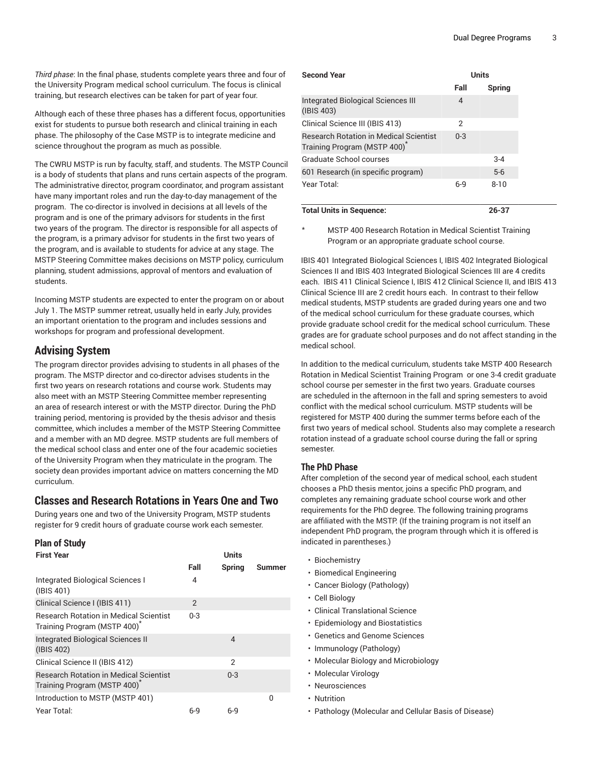*Third phase*: In the final phase, students complete years three and four of the University Program medical school curriculum. The focus is clinical training, but research electives can be taken for part of year four.

Although each of these three phases has a different focus, opportunities exist for students to pursue both research and clinical training in each phase. The philosophy of the Case MSTP is to integrate medicine and science throughout the program as much as possible.

The CWRU MSTP is run by faculty, staff, and students. The MSTP Council is a body of students that plans and runs certain aspects of the program. The administrative director, program coordinator, and program assistant have many important roles and run the day-to-day management of the program. The co-director is involved in decisions at all levels of the program and is one of the primary advisors for students in the first two years of the program. The director is responsible for all aspects of the program, is a primary advisor for students in the first two years of the program, and is available to students for advice at any stage. The MSTP Steering Committee makes decisions on MSTP policy, curriculum planning, student admissions, approval of mentors and evaluation of students.

Incoming MSTP students are expected to enter the program on or about July 1. The MSTP summer retreat, usually held in early July, provides an important orientation to the program and includes sessions and workshops for program and professional development.

## Advising System

The program director provides advising to students in all phases of the program. The MSTP director and co-director advises students in the first two years on research rotations and course work. Students may also meet with an MSTP Steering Committee member representing an area of research interest or with the MSTP director. During the PhD training period, mentoring is provided by the thesis advisor and thesis committee, which includes a member of the MSTP Steering Committee and a member with an MD degree. MSTP students are full members of the medical school class and enter one of the four academic societies of the University Program when they matriculate in the program. The society dean provides important advice on matters concerning the MD curriculum.

## Classes and Research Rotations in Years One and Two

During years one and two of the University Program, MSTP students register for 9 credit hours of graduate course work each semester.

### Plan of Study

| First Year | Units | | |
|---|---|---|---|
| | Fall | Spring | Summer |
| Integrated Biological Sciences I (IBIS 401) | 4 | | |
| Clinical Science I (IBIS 411) | 2 | | |
| Research Rotation in Medical Scientist Training Program (MSTP 400)* | 0-3 | | |
| Integrated Biological Sciences II (IBIS 402) | | 4 | |
| Clinical Science II (IBIS 412) | | 2 | |
| Research Rotation in Medical Scientist Training Program (MSTP 400)* | | 0-3 | |
| Introduction to MSTP (MSTP 401) | | | 0 |
| Year Total: | 6-9 | 6-9 | |

| Second Year | Units | |
|---|---|---|
| | Fall | Spring |
| Integrated Biological Sciences III (IBIS 403) | 4 | |
| Clinical Science III (IBIS 413) | 2 | |
| Research Rotation in Medical Scientist Training Program (MSTP 400)* | 0-3 | |
| Graduate School courses | | 3-4 |
| 601 Research (in specific program) | | 5-6 |
| Year Total: | 6-9 | 8-10 |
| **Total Units in Sequence:** | **26-37** | |

\* MSTP 400 Research Rotation in Medical Scientist Training Program or an appropriate graduate school course.

IBIS 401 Integrated Biological Sciences I, IBIS 402 Integrated Biological Sciences II and IBIS 403 Integrated Biological Sciences III are 4 credits each. IBIS 411 Clinical Science I, IBIS 412 Clinical Science II, and IBIS 413 Clinical Science III are 2 credit hours each. In contrast to their fellow medical students, MSTP students are graded during years one and two of the medical school curriculum for these graduate courses, which provide graduate school credit for the medical school curriculum. These grades are for graduate school purposes and do not affect standing in the medical school.

In addition to the medical curriculum, students take MSTP 400 Research Rotation in Medical Scientist Training Program or one 3-4 credit graduate school course per semester in the first two years. Graduate courses are scheduled in the afternoon in the fall and spring semesters to avoid conflict with the medical school curriculum. MSTP students will be registered for MSTP 400 during the summer terms before each of the first two years of medical school. Students also may complete a research rotation instead of a graduate school course during the fall or spring semester.

### The PhD Phase

After completion of the second year of medical school, each student chooses a PhD thesis mentor, joins a specific PhD program, and completes any remaining graduate school course work and other requirements for the PhD degree. The following training programs are affiliated with the MSTP. (If the training program is not itself an independent PhD program, the program through which it is offered is indicated in parentheses.)

- Biochemistry
- Biomedical Engineering
- Cancer Biology (Pathology)
- Cell Biology
- Clinical Translational Science
- Epidemiology and Biostatistics
- Genetics and Genome Sciences
- Immunology (Pathology)
- Molecular Biology and Microbiology
- Molecular Virology
- Neurosciences
- Nutrition
- Pathology (Molecular and Cellular Basis of Disease)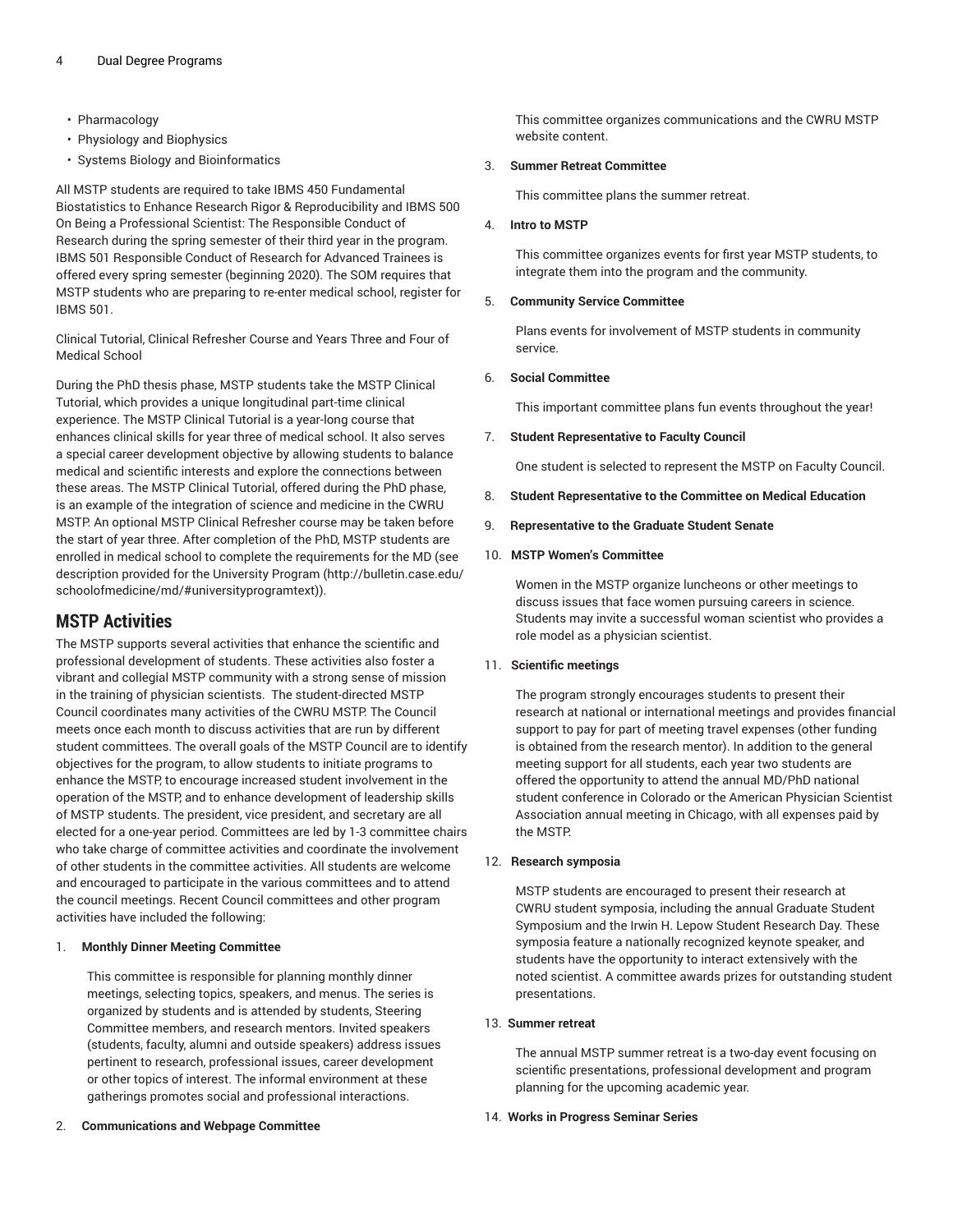- Pharmacology
- Physiology and Biophysics
- Systems Biology and Bioinformatics

All MSTP students are required to take IBMS 450 Fundamental Biostatistics to Enhance Research Rigor & Reproducibility and IBMS 500 On Being a Professional Scientist: The Responsible Conduct of Research during the spring semester of their third year in the program. IBMS 501 Responsible Conduct of Research for Advanced Trainees is offered every spring semester (beginning 2020). The SOM requires that MSTP students who are preparing to re-enter medical school, register for IBMS 501.

Clinical Tutorial, Clinical Refresher Course and Years Three and Four of Medical School

During the PhD thesis phase, MSTP students take the MSTP Clinical Tutorial, which provides a unique longitudinal part-time clinical experience. The MSTP Clinical Tutorial is a year-long course that enhances clinical skills for year three of medical school. It also serves a special career development objective by allowing students to balance medical and scientific interests and explore the connections between these areas. The MSTP Clinical Tutorial, offered during the PhD phase, is an example of the integration of science and medicine in the CWRU MSTP. An optional MSTP Clinical Refresher course may be taken before the start of year three. After completion of the PhD, MSTP students are enrolled in medical school to complete the requirements for the MD (see description provided for the University Program (http://bulletin.case.edu/schoolofmedicine/md/#universityprogramtext)).

## MSTP Activities

The MSTP supports several activities that enhance the scientific and professional development of students. These activities also foster a vibrant and collegial MSTP community with a strong sense of mission in the training of physician scientists. The student-directed MSTP Council coordinates many activities of the CWRU MSTP. The Council meets once each month to discuss activities that are run by different student committees. The overall goals of the MSTP Council are to identify objectives for the program, to allow students to initiate programs to enhance the MSTP, to encourage increased student involvement in the operation of the MSTP, and to enhance development of leadership skills of MSTP students. The president, vice president, and secretary are all elected for a one-year period. Committees are led by 1-3 committee chairs who take charge of committee activities and coordinate the involvement of other students in the committee activities. All students are welcome and encouraged to participate in the various committees and to attend the council meetings. Recent Council committees and other program activities have included the following:

1. **Monthly Dinner Meeting Committee**

   This committee is responsible for planning monthly dinner meetings, selecting topics, speakers, and menus. The series is organized by students and is attended by students, Steering Committee members, and research mentors. Invited speakers (students, faculty, alumni and outside speakers) address issues pertinent to research, professional issues, career development or other topics of interest. The informal environment at these gatherings promotes social and professional interactions.

2. **Communications and Webpage Committee**

   This committee organizes communications and the CWRU MSTP website content.

3. **Summer Retreat Committee**

   This committee plans the summer retreat.

4. **Intro to MSTP**

   This committee organizes events for first year MSTP students, to integrate them into the program and the community.

5. **Community Service Committee**

   Plans events for involvement of MSTP students in community service.

6. **Social Committee**

   This important committee plans fun events throughout the year!

7. **Student Representative to Faculty Council**

   One student is selected to represent the MSTP on Faculty Council.

8. **Student Representative to the Committee on Medical Education**

9. **Representative to the Graduate Student Senate**

10. **MSTP Women's Committee**

    Women in the MSTP organize luncheons or other meetings to discuss issues that face women pursuing careers in science. Students may invite a successful woman scientist who provides a role model as a physician scientist.

11. **Scientific meetings**

    The program strongly encourages students to present their research at national or international meetings and provides financial support to pay for part of meeting travel expenses (other funding is obtained from the research mentor). In addition to the general meeting support for all students, each year two students are offered the opportunity to attend the annual MD/PhD national student conference in Colorado or the American Physician Scientist Association annual meeting in Chicago, with all expenses paid by the MSTP.

12. **Research symposia**

    MSTP students are encouraged to present their research at CWRU student symposia, including the annual Graduate Student Symposium and the Irwin H. Lepow Student Research Day. These symposia feature a nationally recognized keynote speaker, and students have the opportunity to interact extensively with the noted scientist. A committee awards prizes for outstanding student presentations.

13. **Summer retreat**

    The annual MSTP summer retreat is a two-day event focusing on scientific presentations, professional development and program planning for the upcoming academic year.

14. **Works in Progress Seminar Series**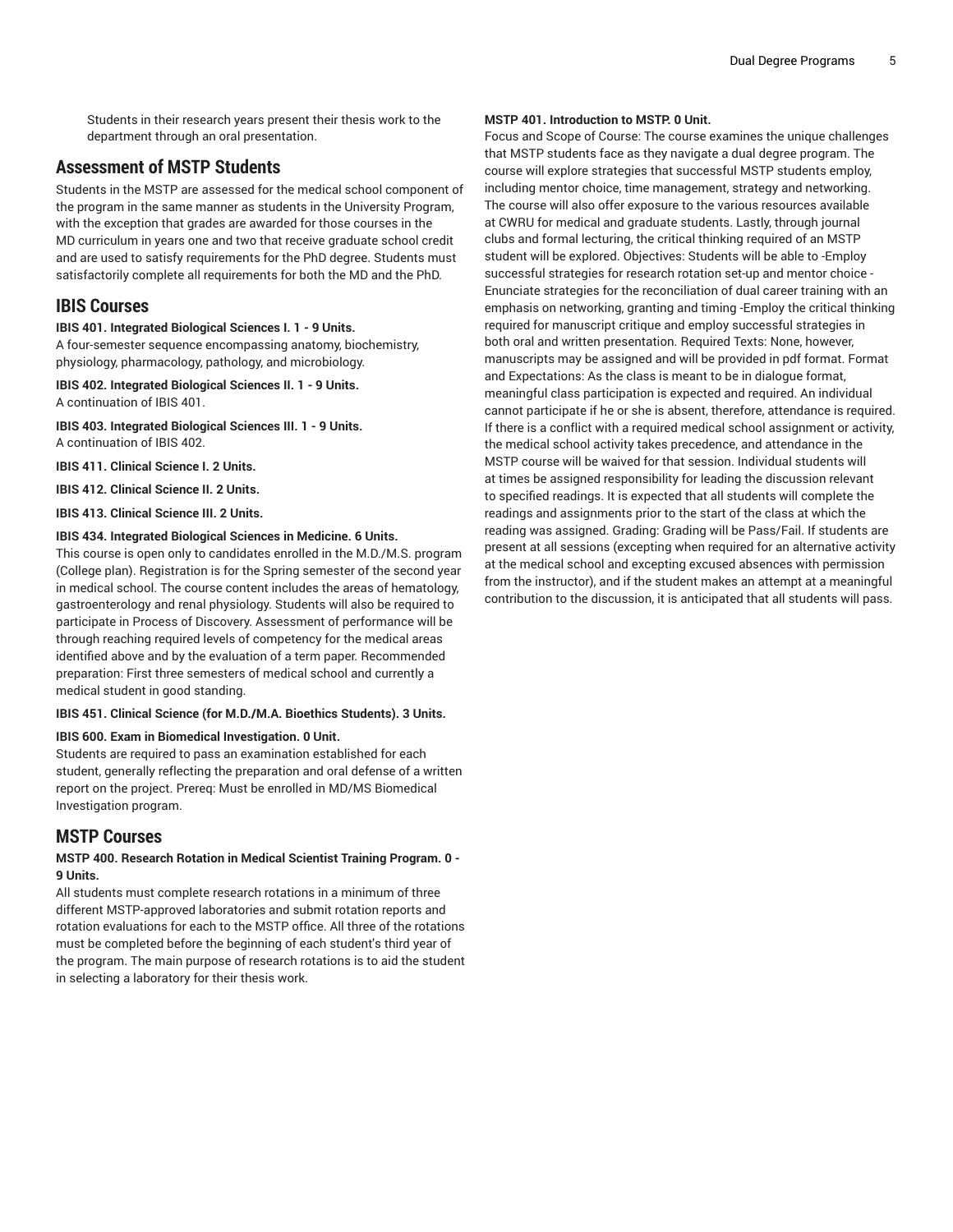Students in their research years present their thesis work to the department through an oral presentation.

## Assessment of MSTP Students

Students in the MSTP are assessed for the medical school component of the program in the same manner as students in the University Program, with the exception that grades are awarded for those courses in the MD curriculum in years one and two that receive graduate school credit and are used to satisfy requirements for the PhD degree. Students must satisfactorily complete all requirements for both the MD and the PhD.

## IBIS Courses

**IBIS 401. Integrated Biological Sciences I. 1 - 9 Units.**
A four-semester sequence encompassing anatomy, biochemistry, physiology, pharmacology, pathology, and microbiology.

**IBIS 402. Integrated Biological Sciences II. 1 - 9 Units.**
A continuation of IBIS 401.

**IBIS 403. Integrated Biological Sciences III. 1 - 9 Units.**
A continuation of IBIS 402.

**IBIS 411. Clinical Science I. 2 Units.**

**IBIS 412. Clinical Science II. 2 Units.**

**IBIS 413. Clinical Science III. 2 Units.**

**IBIS 434. Integrated Biological Sciences in Medicine. 6 Units.**
This course is open only to candidates enrolled in the M.D./M.S. program (College plan). Registration is for the Spring semester of the second year in medical school. The course content includes the areas of hematology, gastroenterology and renal physiology. Students will also be required to participate in Process of Discovery. Assessment of performance will be through reaching required levels of competency for the medical areas identified above and by the evaluation of a term paper. Recommended preparation: First three semesters of medical school and currently a medical student in good standing.

**IBIS 451. Clinical Science (for M.D./M.A. Bioethics Students). 3 Units.**

**IBIS 600. Exam in Biomedical Investigation. 0 Unit.**
Students are required to pass an examination established for each student, generally reflecting the preparation and oral defense of a written report on the project. Prereq: Must be enrolled in MD/MS Biomedical Investigation program.

## MSTP Courses

**MSTP 400. Research Rotation in Medical Scientist Training Program. 0 - 9 Units.**
All students must complete research rotations in a minimum of three different MSTP-approved laboratories and submit rotation reports and rotation evaluations for each to the MSTP office. All three of the rotations must be completed before the beginning of each student's third year of the program. The main purpose of research rotations is to aid the student in selecting a laboratory for their thesis work.

**MSTP 401. Introduction to MSTP. 0 Unit.**
Focus and Scope of Course: The course examines the unique challenges that MSTP students face as they navigate a dual degree program. The course will explore strategies that successful MSTP students employ, including mentor choice, time management, strategy and networking. The course will also offer exposure to the various resources available at CWRU for medical and graduate students. Lastly, through journal clubs and formal lecturing, the critical thinking required of an MSTP student will be explored. Objectives: Students will be able to -Employ successful strategies for research rotation set-up and mentor choice -Enunciate strategies for the reconciliation of dual career training with an emphasis on networking, granting and timing -Employ the critical thinking required for manuscript critique and employ successful strategies in both oral and written presentation. Required Texts: None, however, manuscripts may be assigned and will be provided in pdf format. Format and Expectations: As the class is meant to be in dialogue format, meaningful class participation is expected and required. An individual cannot participate if he or she is absent, therefore, attendance is required. If there is a conflict with a required medical school assignment or activity, the medical school activity takes precedence, and attendance in the MSTP course will be waived for that session. Individual students will at times be assigned responsibility for leading the discussion relevant to specified readings. It is expected that all students will complete the readings and assignments prior to the start of the class at which the reading was assigned. Grading: Grading will be Pass/Fail. If students are present at all sessions (excepting when required for an alternative activity at the medical school and excepting excused absences with permission from the instructor), and if the student makes an attempt at a meaningful contribution to the discussion, it is anticipated that all students will pass.